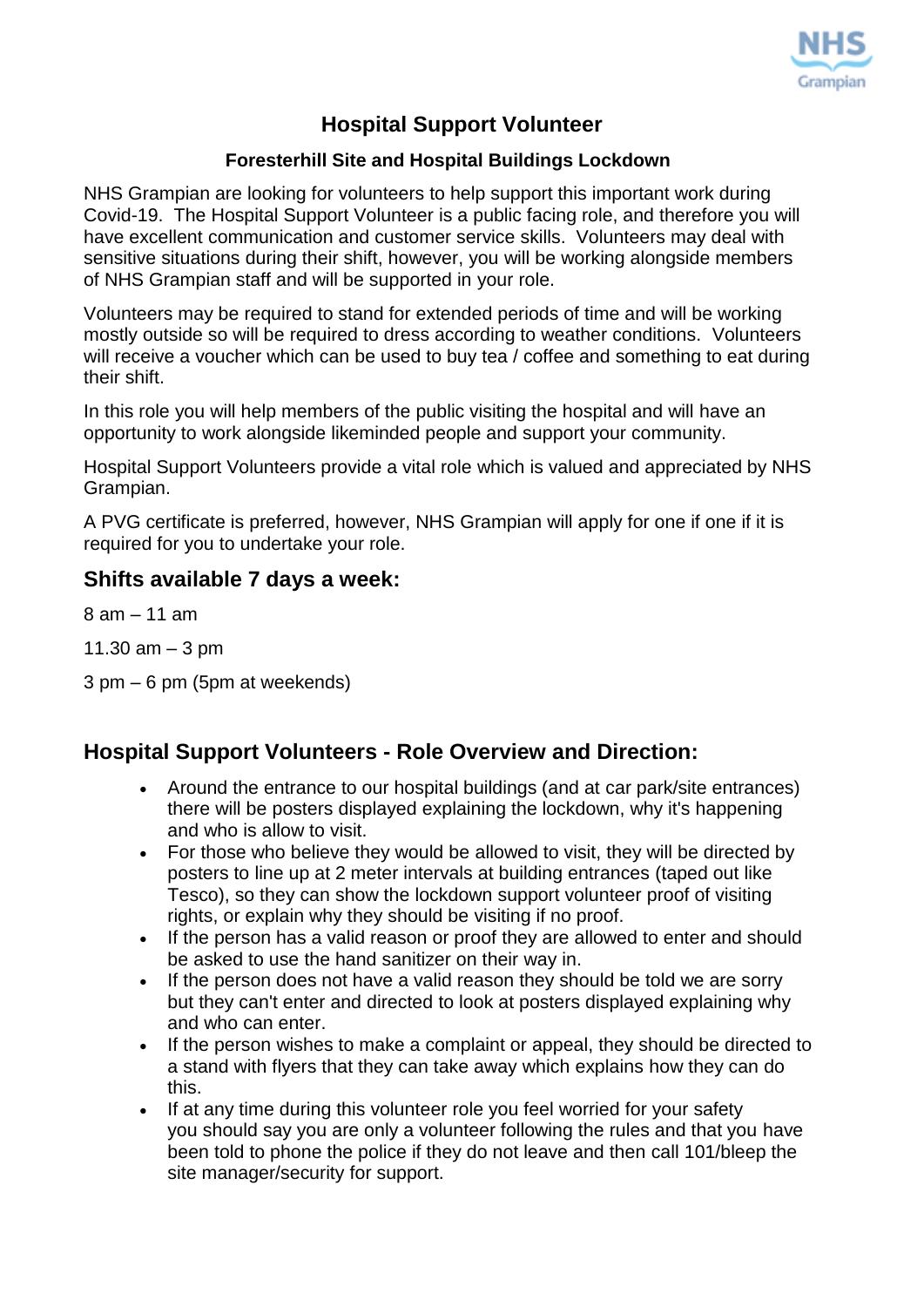# Hospital Support Volunteer

**Foresterhill Site and Hospital Buildings Lockdown**

NHS Grampian are looking for volunteers to help support this important work during Covid-19. The Hospital Support Volunteer is a public facing role, and therefore you will have excellent communication and customer service skills. Volunteers may deal with sensitive situations during their shift, however, you will be working alongside members of NHS Grampian staff and will be supported in your role.

Volunteers may be required to stand for extended periods of time and will be working mostly outside so will be required to dress according to weather conditions. Volunteers will receive a voucher which can be used to buy tea / coffee and something to eat during their shift.

In this role you will help members of the public visiting the hospital and will have an opportunity to work alongside likeminded people and support your community.

Hospital Support Volunteers provide a vital role which is valued and appreciated by NHS Grampian.

A PVG certificate is preferred, however, NHS Grampian will apply for one if one if it is required for you to undertake your role.

## Shifts available 7 days a week:

8 am – 11 am

11.30 am – 3 pm

3 pm – 6 pm (5pm at weekends)

## Hospital Support Volunteers - Role Overview and Direction:

- Around the entrance to our hospital buildings (and at car park/site entrances) there will be posters displayed explaining the lockdown, why it's happening and who is allow to visit.
- For those who believe they would be allowed to visit, they will be directed by posters to line up at 2 meter intervals at building entrances (taped out like Tesco), so they can show the lockdown support volunteer proof of visiting rights, or explain why they should be visiting if no proof.
- If the person has a valid reason or proof they are allowed to enter and should be asked to use the hand sanitizer on their way in.
- If the person does not have a valid reason they should be told we are sorry but they can't enter and directed to look at posters displayed explaining why and who can enter.
- If the person wishes to make a complaint or appeal, they should be directed to a stand with flyers that they can take away which explains how they can do this.
- If at any time during this volunteer role you feel worried for your safety you should say you are only a volunteer following the rules and that you have been told to phone the police if they do not leave and then call 101/bleep the site manager/security for support.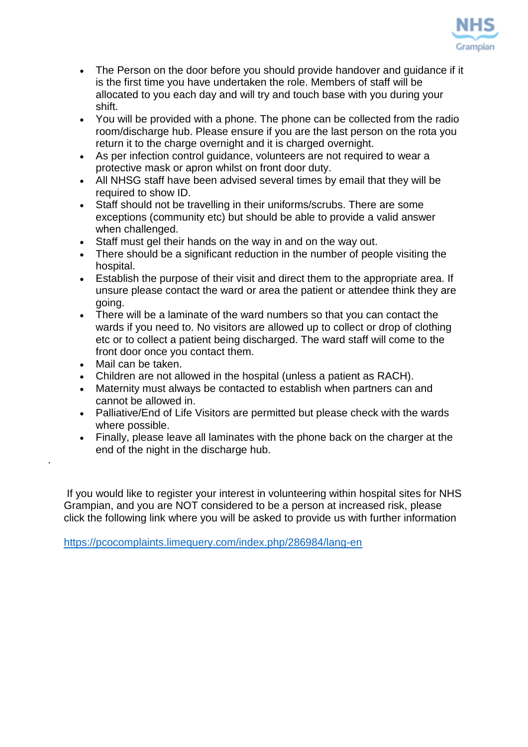- The Person on the door before you should provide handover and guidance if it is the first time you have undertaken the role. Members of staff will be allocated to you each day and will try and touch base with you during your shift.
- You will be provided with a phone. The phone can be collected from the radio room/discharge hub. Please ensure if you are the last person on the rota you return it to the charge overnight and it is charged overnight.
- As per infection control guidance, volunteers are not required to wear a protective mask or apron whilst on front door duty.
- All NHSG staff have been advised several times by email that they will be required to show ID.
- Staff should not be travelling in their uniforms/scrubs. There are some exceptions (community etc) but should be able to provide a valid answer when challenged.
- Staff must gel their hands on the way in and on the way out.
- There should be a significant reduction in the number of people visiting the hospital.
- Establish the purpose of their visit and direct them to the appropriate area. If unsure please contact the ward or area the patient or attendee think they are going.
- There will be a laminate of the ward numbers so that you can contact the wards if you need to. No visitors are allowed up to collect or drop of clothing etc or to collect a patient being discharged. The ward staff will come to the front door once you contact them.
- Mail can be taken.
- Children are not allowed in the hospital (unless a patient as RACH).
- Maternity must always be contacted to establish when partners can and cannot be allowed in.
- Palliative/End of Life Visitors are permitted but please check with the wards where possible.
- Finally, please leave all laminates with the phone back on the charger at the end of the night in the discharge hub.

If you would like to register your interest in volunteering within hospital sites for NHS Grampian, and you are NOT considered to be a person at increased risk, please click the following link where you will be asked to provide us with further information

https://pcocomplaints.limequery.com/index.php/286984/lang-en